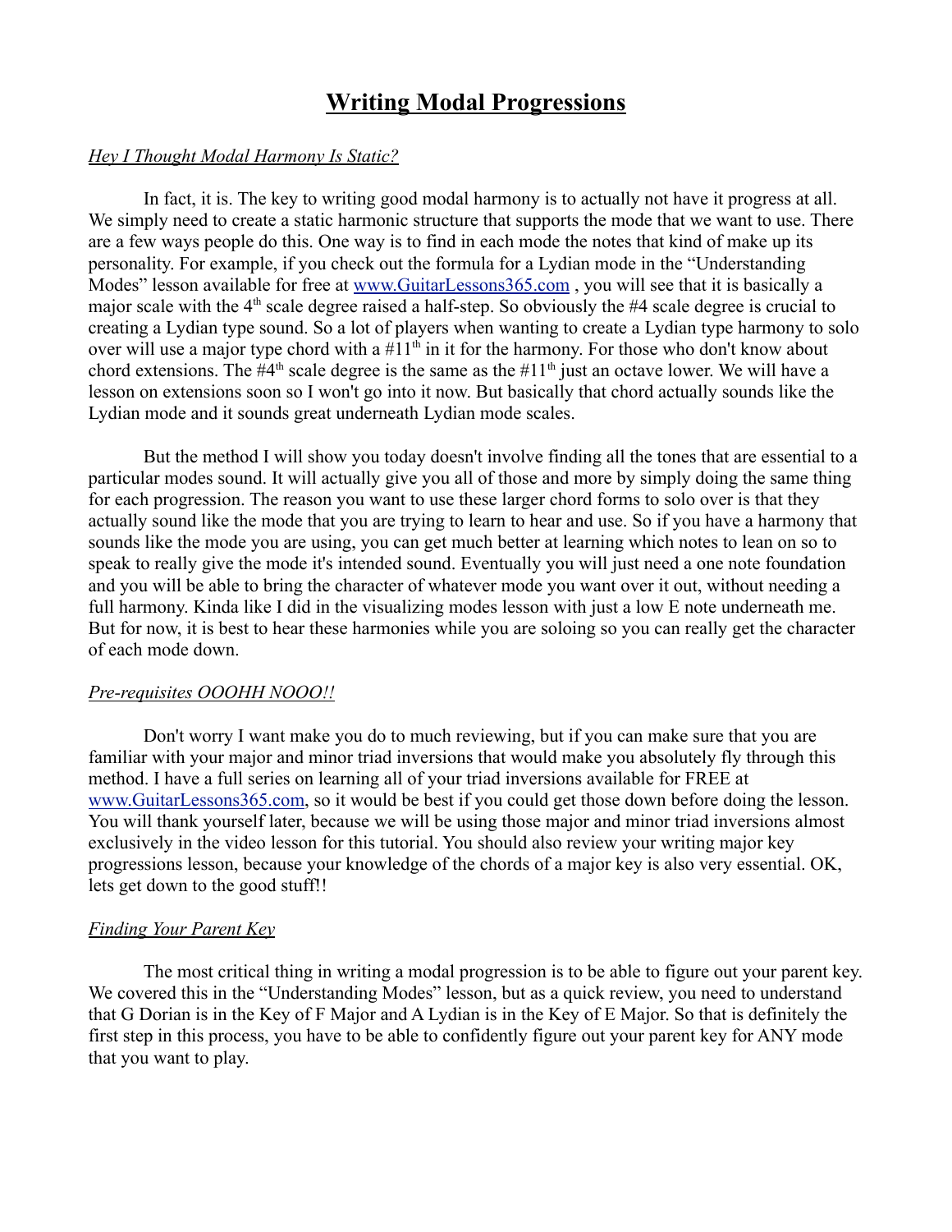# Writing Modal Progressions

*Hey I Thought Modal Harmony Is Static?*

In fact, it is. The key to writing good modal harmony is to actually not have it progress at all. We simply need to create a static harmonic structure that supports the mode that we want to use. There are a few ways people do this. One way is to find in each mode the notes that kind of make up its personality. For example, if you check out the formula for a Lydian mode in the "Understanding Modes" lesson available for free at www.GuitarLessons365.com , you will see that it is basically a major scale with the 4$^{th}$ scale degree raised a half-step. So obviously the #4 scale degree is crucial to creating a Lydian type sound. So a lot of players when wanting to create a Lydian type harmony to solo over will use a major type chord with a #11$^{th}$ in it for the harmony. For those who don't know about chord extensions. The #4$^{th}$ scale degree is the same as the #11$^{th}$ just an octave lower. We will have a lesson on extensions soon so I won't go into it now. But basically that chord actually sounds like the Lydian mode and it sounds great underneath Lydian mode scales.

But the method I will show you today doesn't involve finding all the tones that are essential to a particular modes sound. It will actually give you all of those and more by simply doing the same thing for each progression. The reason you want to use these larger chord forms to solo over is that they actually sound like the mode that you are trying to learn to hear and use. So if you have a harmony that sounds like the mode you are using, you can get much better at learning which notes to lean on so to speak to really give the mode it's intended sound. Eventually you will just need a one note foundation and you will be able to bring the character of whatever mode you want over it out, without needing a full harmony. Kinda like I did in the visualizing modes lesson with just a low E note underneath me. But for now, it is best to hear these harmonies while you are soloing so you can really get the character of each mode down.

*Pre-requisites OOOHH NOOO!!*

Don't worry I want make you do to much reviewing, but if you can make sure that you are familiar with your major and minor triad inversions that would make you absolutely fly through this method. I have a full series on learning all of your triad inversions available for FREE at www.GuitarLessons365.com, so it would be best if you could get those down before doing the lesson. You will thank yourself later, because we will be using those major and minor triad inversions almost exclusively in the video lesson for this tutorial. You should also review your writing major key progressions lesson, because your knowledge of the chords of a major key is also very essential. OK, lets get down to the good stuff!!

*Finding Your Parent Key*

The most critical thing in writing a modal progression is to be able to figure out your parent key. We covered this in the "Understanding Modes" lesson, but as a quick review, you need to understand that G Dorian is in the Key of F Major and A Lydian is in the Key of E Major. So that is definitely the first step in this process, you have to be able to confidently figure out your parent key for ANY mode that you want to play.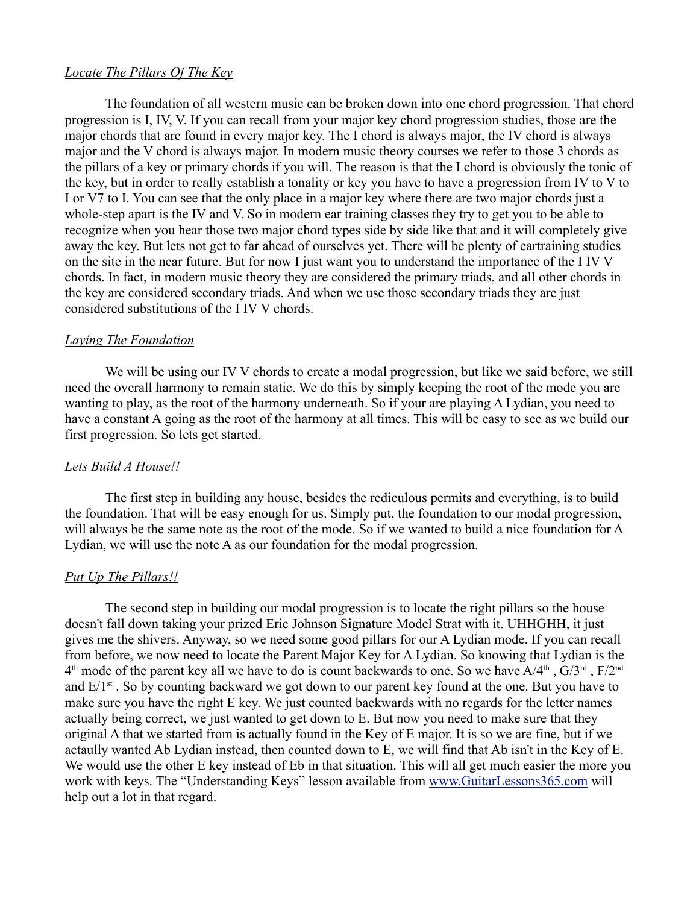*Locate The Pillars Of The Key*

The foundation of all western music can be broken down into one chord progression. That chord progression is I, IV, V. If you can recall from your major key chord progression studies, those are the major chords that are found in every major key. The I chord is always major, the IV chord is always major and the V chord is always major. In modern music theory courses we refer to those 3 chords as the pillars of a key or primary chords if you will. The reason is that the I chord is obviously the tonic of the key, but in order to really establish a tonality or key you have to have a progression from IV to V to I or V7 to I. You can see that the only place in a major key where there are two major chords just a whole-step apart is the IV and V. So in modern ear training classes they try to get you to be able to recognize when you hear those two major chord types side by side like that and it will completely give away the key. But lets not get to far ahead of ourselves yet. There will be plenty of eartraining studies on the site in the near future. But for now I just want you to understand the importance of the I IV V chords. In fact, in modern music theory they are considered the primary triads, and all other chords in the key are considered secondary triads. And when we use those secondary triads they are just considered substitutions of the I IV V chords.

*Laying The Foundation*

We will be using our IV V chords to create a modal progression, but like we said before, we still need the overall harmony to remain static. We do this by simply keeping the root of the mode you are wanting to play, as the root of the harmony underneath. So if your are playing A Lydian, you need to have a constant A going as the root of the harmony at all times. This will be easy to see as we build our first progression. So lets get started.

*Lets Build A House!!*

The first step in building any house, besides the rediculous permits and everything, is to build the foundation. That will be easy enough for us. Simply put, the foundation to our modal progression, will always be the same note as the root of the mode. So if we wanted to build a nice foundation for A Lydian, we will use the note A as our foundation for the modal progression.

*Put Up The Pillars!!*

The second step in building our modal progression is to locate the right pillars so the house doesn't fall down taking your prized Eric Johnson Signature Model Strat with it. UHHGHH, it just gives me the shivers. Anyway, so we need some good pillars for our A Lydian mode. If you can recall from before, we now need to locate the Parent Major Key for A Lydian. So knowing that Lydian is the 4th mode of the parent key all we have to do is count backwards to one. So we have A/4th , G/3rd , F/2nd and E/1st . So by counting backward we got down to our parent key found at the one. But you have to make sure you have the right E key. We just counted backwards with no regards for the letter names actually being correct, we just wanted to get down to E. But now you need to make sure that they original A that we started from is actually found in the Key of E major. It is so we are fine, but if we actaully wanted Ab Lydian instead, then counted down to E, we will find that Ab isn't in the Key of E. We would use the other E key instead of Eb in that situation. This will all get much easier the more you work with keys. The "Understanding Keys" lesson available from www.GuitarLessons365.com will help out a lot in that regard.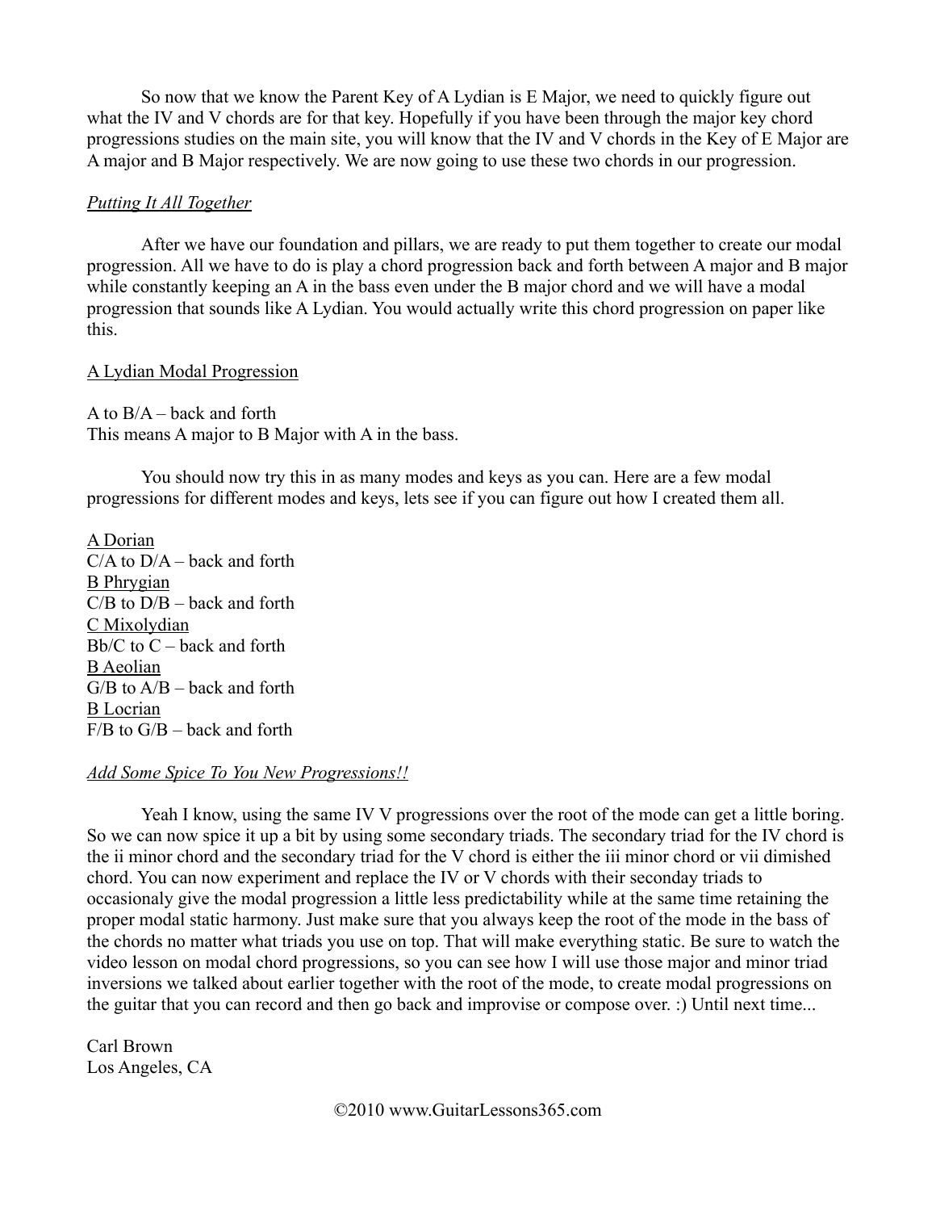So now that we know the Parent Key of A Lydian is E Major, we need to quickly figure out what the IV and V chords are for that key. Hopefully if you have been through the major key chord progressions studies on the main site, you will know that the IV and V chords in the Key of E Major are A major and B Major respectively. We are now going to use these two chords in our progression.

*Putting It All Together*

After we have our foundation and pillars, we are ready to put them together to create our modal progression. All we have to do is play a chord progression back and forth between A major and B major while constantly keeping an A in the bass even under the B major chord and we will have a modal progression that sounds like A Lydian. You would actually write this chord progression on paper like this.

A Lydian Modal Progression

A to B/A – back and forth
This means A major to B Major with A in the bass.

You should now try this in as many modes and keys as you can. Here are a few modal progressions for different modes and keys, lets see if you can figure out how I created them all.

A Dorian
C/A to D/A – back and forth
B Phrygian
C/B to D/B – back and forth
C Mixolydian
Bb/C to C – back and forth
B Aeolian
G/B to A/B – back and forth
B Locrian
F/B to G/B – back and forth

*Add Some Spice To You New Progressions!!*

Yeah I know, using the same IV V progressions over the root of the mode can get a little boring. So we can now spice it up a bit by using some secondary triads. The secondary triad for the IV chord is the ii minor chord and the secondary triad for the V chord is either the iii minor chord or vii dimished chord. You can now experiment and replace the IV or V chords with their seconday triads to occasionaly give the modal progression a little less predictability while at the same time retaining the proper modal static harmony. Just make sure that you always keep the root of the mode in the bass of the chords no matter what triads you use on top. That will make everything static. Be sure to watch the video lesson on modal chord progressions, so you can see how I will use those major and minor triad inversions we talked about earlier together with the root of the mode, to create modal progressions on the guitar that you can record and then go back and improvise or compose over. :) Until next time...

Carl Brown
Los Angeles, CA

©2010 www.GuitarLessons365.com